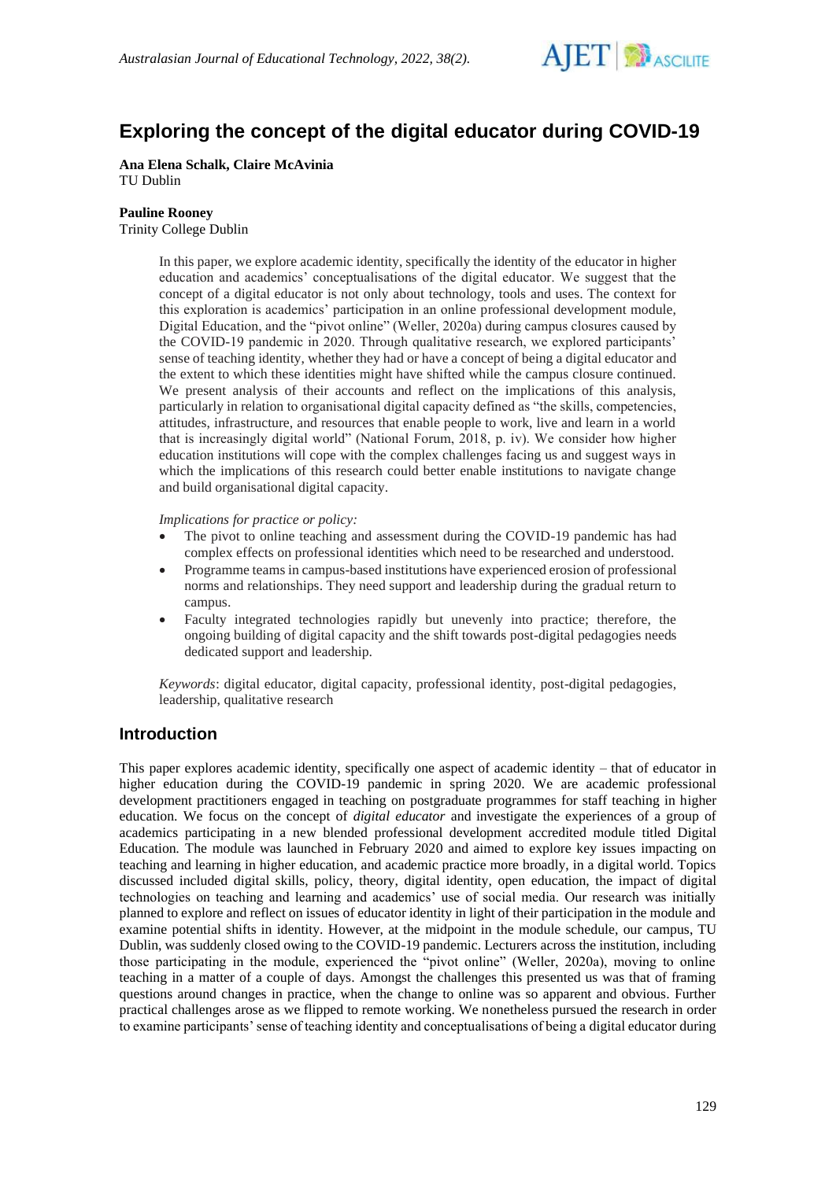# Exploring the concept of the digital educator during COVID-19

**Ana Elena Schalk, Claire McAvinia**
TU Dublin

**Pauline Rooney**
Trinity College Dublin

In this paper, we explore academic identity, specifically the identity of the educator in higher education and academics' conceptualisations of the digital educator. We suggest that the concept of a digital educator is not only about technology, tools and uses. The context for this exploration is academics' participation in an online professional development module, Digital Education, and the "pivot online" (Weller, 2020a) during campus closures caused by the COVID-19 pandemic in 2020. Through qualitative research, we explored participants' sense of teaching identity, whether they had or have a concept of being a digital educator and the extent to which these identities might have shifted while the campus closure continued. We present analysis of their accounts and reflect on the implications of this analysis, particularly in relation to organisational digital capacity defined as "the skills, competencies, attitudes, infrastructure, and resources that enable people to work, live and learn in a world that is increasingly digital world" (National Forum, 2018, p. iv). We consider how higher education institutions will cope with the complex challenges facing us and suggest ways in which the implications of this research could better enable institutions to navigate change and build organisational digital capacity.

*Implications for practice or policy:*

- The pivot to online teaching and assessment during the COVID-19 pandemic has had complex effects on professional identities which need to be researched and understood.
- Programme teams in campus-based institutions have experienced erosion of professional norms and relationships. They need support and leadership during the gradual return to campus.
- Faculty integrated technologies rapidly but unevenly into practice; therefore, the ongoing building of digital capacity and the shift towards post-digital pedagogies needs dedicated support and leadership.

*Keywords*: digital educator, digital capacity, professional identity, post-digital pedagogies, leadership, qualitative research

## Introduction

This paper explores academic identity, specifically one aspect of academic identity – that of educator in higher education during the COVID-19 pandemic in spring 2020. We are academic professional development practitioners engaged in teaching on postgraduate programmes for staff teaching in higher education. We focus on the concept of *digital educator* and investigate the experiences of a group of academics participating in a new blended professional development accredited module titled Digital Education. The module was launched in February 2020 and aimed to explore key issues impacting on teaching and learning in higher education, and academic practice more broadly, in a digital world. Topics discussed included digital skills, policy, theory, digital identity, open education, the impact of digital technologies on teaching and learning and academics' use of social media. Our research was initially planned to explore and reflect on issues of educator identity in light of their participation in the module and examine potential shifts in identity. However, at the midpoint in the module schedule, our campus, TU Dublin, was suddenly closed owing to the COVID-19 pandemic. Lecturers across the institution, including those participating in the module, experienced the "pivot online" (Weller, 2020a), moving to online teaching in a matter of a couple of days. Amongst the challenges this presented us was that of framing questions around changes in practice, when the change to online was so apparent and obvious. Further practical challenges arose as we flipped to remote working. We nonetheless pursued the research in order to examine participants' sense of teaching identity and conceptualisations of being a digital educator during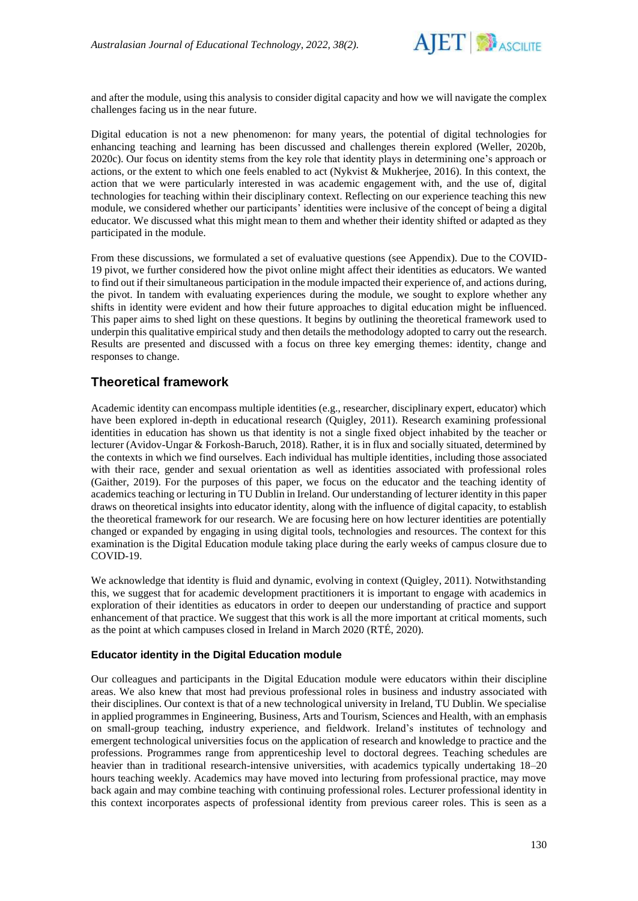and after the module, using this analysis to consider digital capacity and how we will navigate the complex challenges facing us in the near future.

Digital education is not a new phenomenon: for many years, the potential of digital technologies for enhancing teaching and learning has been discussed and challenges therein explored (Weller, 2020b, 2020c). Our focus on identity stems from the key role that identity plays in determining one's approach or actions, or the extent to which one feels enabled to act (Nykvist & Mukherjee, 2016). In this context, the action that we were particularly interested in was academic engagement with, and the use of, digital technologies for teaching within their disciplinary context. Reflecting on our experience teaching this new module, we considered whether our participants' identities were inclusive of the concept of being a digital educator. We discussed what this might mean to them and whether their identity shifted or adapted as they participated in the module.

From these discussions, we formulated a set of evaluative questions (see Appendix). Due to the COVID-19 pivot, we further considered how the pivot online might affect their identities as educators. We wanted to find out if their simultaneous participation in the module impacted their experience of, and actions during, the pivot. In tandem with evaluating experiences during the module, we sought to explore whether any shifts in identity were evident and how their future approaches to digital education might be influenced. This paper aims to shed light on these questions. It begins by outlining the theoretical framework used to underpin this qualitative empirical study and then details the methodology adopted to carry out the research. Results are presented and discussed with a focus on three key emerging themes: identity, change and responses to change.

## Theoretical framework

Academic identity can encompass multiple identities (e.g., researcher, disciplinary expert, educator) which have been explored in-depth in educational research (Quigley, 2011). Research examining professional identities in education has shown us that identity is not a single fixed object inhabited by the teacher or lecturer (Avidov-Ungar & Forkosh-Baruch, 2018). Rather, it is in flux and socially situated, determined by the contexts in which we find ourselves. Each individual has multiple identities, including those associated with their race, gender and sexual orientation as well as identities associated with professional roles (Gaither, 2019). For the purposes of this paper, we focus on the educator and the teaching identity of academics teaching or lecturing in TU Dublin in Ireland. Our understanding of lecturer identity in this paper draws on theoretical insights into educator identity, along with the influence of digital capacity, to establish the theoretical framework for our research. We are focusing here on how lecturer identities are potentially changed or expanded by engaging in using digital tools, technologies and resources. The context for this examination is the Digital Education module taking place during the early weeks of campus closure due to COVID-19.

We acknowledge that identity is fluid and dynamic, evolving in context (Quigley, 2011). Notwithstanding this, we suggest that for academic development practitioners it is important to engage with academics in exploration of their identities as educators in order to deepen our understanding of practice and support enhancement of that practice. We suggest that this work is all the more important at critical moments, such as the point at which campuses closed in Ireland in March 2020 (RTÉ, 2020).

### Educator identity in the Digital Education module

Our colleagues and participants in the Digital Education module were educators within their discipline areas. We also knew that most had previous professional roles in business and industry associated with their disciplines. Our context is that of a new technological university in Ireland, TU Dublin. We specialise in applied programmes in Engineering, Business, Arts and Tourism, Sciences and Health, with an emphasis on small-group teaching, industry experience, and fieldwork. Ireland's institutes of technology and emergent technological universities focus on the application of research and knowledge to practice and the professions. Programmes range from apprenticeship level to doctoral degrees. Teaching schedules are heavier than in traditional research-intensive universities, with academics typically undertaking 18–20 hours teaching weekly. Academics may have moved into lecturing from professional practice, may move back again and may combine teaching with continuing professional roles. Lecturer professional identity in this context incorporates aspects of professional identity from previous career roles. This is seen as a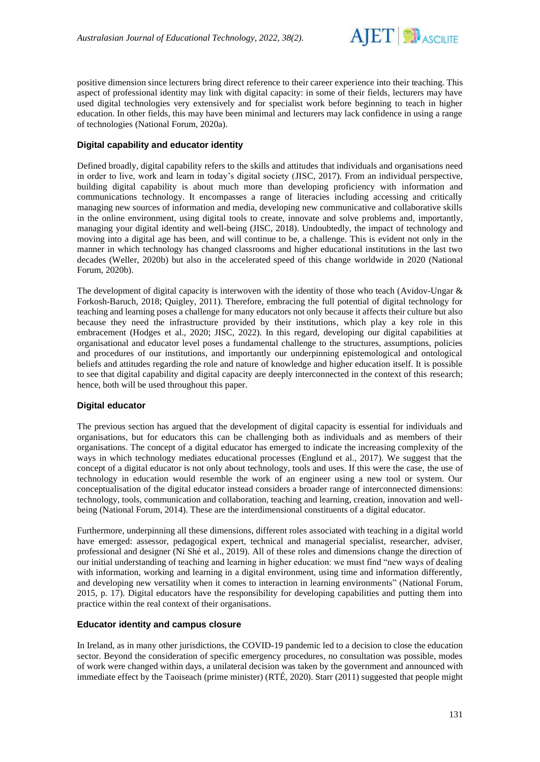positive dimension since lecturers bring direct reference to their career experience into their teaching. This aspect of professional identity may link with digital capacity: in some of their fields, lecturers may have used digital technologies very extensively and for specialist work before beginning to teach in higher education. In other fields, this may have been minimal and lecturers may lack confidence in using a range of technologies (National Forum, 2020a).

### Digital capability and educator identity

Defined broadly, digital capability refers to the skills and attitudes that individuals and organisations need in order to live, work and learn in today's digital society (JISC, 2017). From an individual perspective, building digital capability is about much more than developing proficiency with information and communications technology. It encompasses a range of literacies including accessing and critically managing new sources of information and media, developing new communicative and collaborative skills in the online environment, using digital tools to create, innovate and solve problems and, importantly, managing your digital identity and well-being (JISC, 2018). Undoubtedly, the impact of technology and moving into a digital age has been, and will continue to be, a challenge. This is evident not only in the manner in which technology has changed classrooms and higher educational institutions in the last two decades (Weller, 2020b) but also in the accelerated speed of this change worldwide in 2020 (National Forum, 2020b).

The development of digital capacity is interwoven with the identity of those who teach (Avidov-Ungar & Forkosh-Baruch, 2018; Quigley, 2011). Therefore, embracing the full potential of digital technology for teaching and learning poses a challenge for many educators not only because it affects their culture but also because they need the infrastructure provided by their institutions, which play a key role in this embracement (Hodges et al., 2020; JISC, 2022). In this regard, developing our digital capabilities at organisational and educator level poses a fundamental challenge to the structures, assumptions, policies and procedures of our institutions, and importantly our underpinning epistemological and ontological beliefs and attitudes regarding the role and nature of knowledge and higher education itself. It is possible to see that digital capability and digital capacity are deeply interconnected in the context of this research; hence, both will be used throughout this paper.

### Digital educator

The previous section has argued that the development of digital capacity is essential for individuals and organisations, but for educators this can be challenging both as individuals and as members of their organisations. The concept of a digital educator has emerged to indicate the increasing complexity of the ways in which technology mediates educational processes (Englund et al., 2017). We suggest that the concept of a digital educator is not only about technology, tools and uses. If this were the case, the use of technology in education would resemble the work of an engineer using a new tool or system. Our conceptualisation of the digital educator instead considers a broader range of interconnected dimensions: technology, tools, communication and collaboration, teaching and learning, creation, innovation and well-being (National Forum, 2014). These are the interdimensional constituents of a digital educator.

Furthermore, underpinning all these dimensions, different roles associated with teaching in a digital world have emerged: assessor, pedagogical expert, technical and managerial specialist, researcher, adviser, professional and designer (Ní Shé et al., 2019). All of these roles and dimensions change the direction of our initial understanding of teaching and learning in higher education: we must find "new ways of dealing with information, working and learning in a digital environment, using time and information differently, and developing new versatility when it comes to interaction in learning environments" (National Forum, 2015, p. 17). Digital educators have the responsibility for developing capabilities and putting them into practice within the real context of their organisations.

### Educator identity and campus closure

In Ireland, as in many other jurisdictions, the COVID-19 pandemic led to a decision to close the education sector. Beyond the consideration of specific emergency procedures, no consultation was possible, modes of work were changed within days, a unilateral decision was taken by the government and announced with immediate effect by the Taoiseach (prime minister) (RTÉ, 2020). Starr (2011) suggested that people might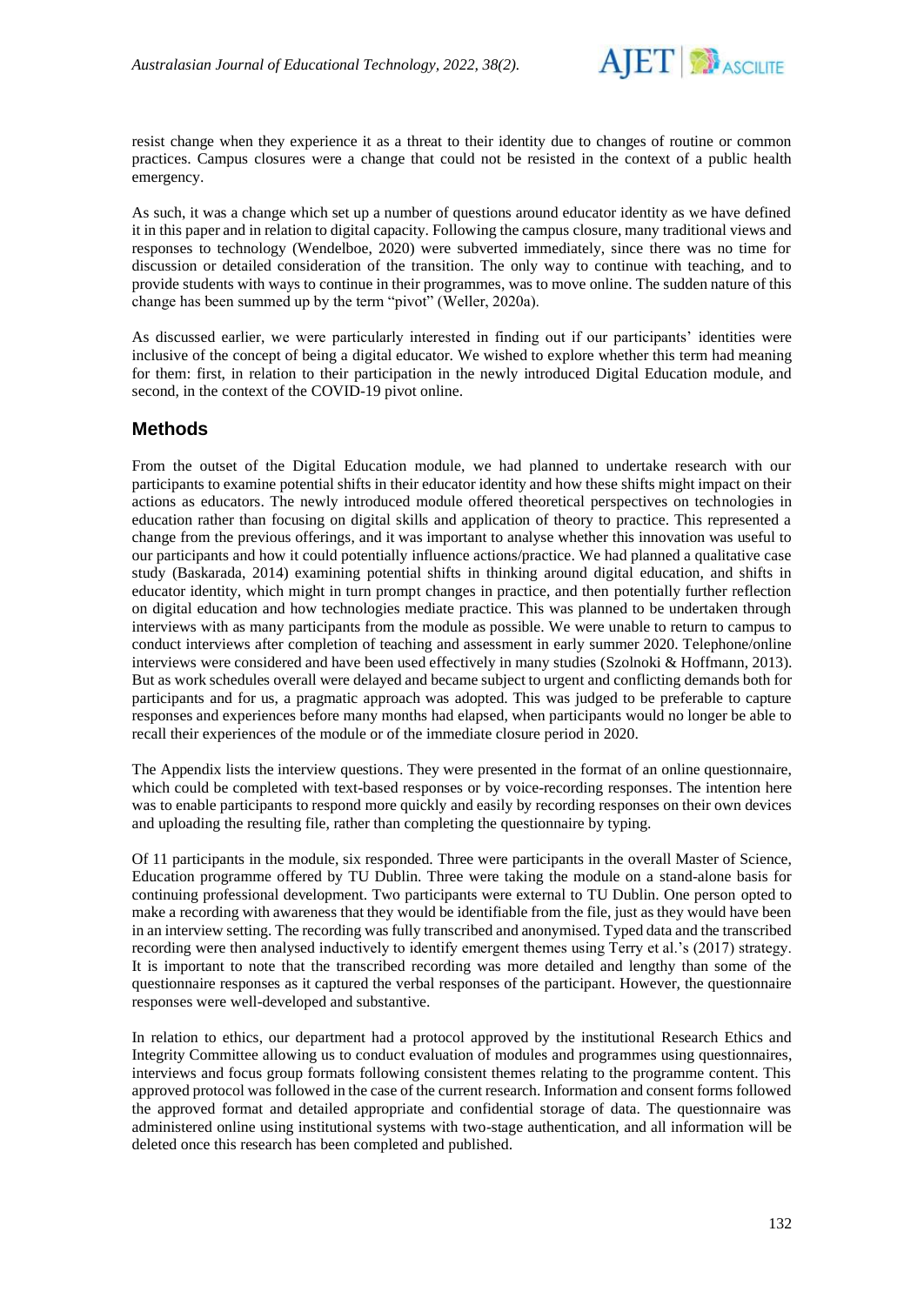resist change when they experience it as a threat to their identity due to changes of routine or common practices. Campus closures were a change that could not be resisted in the context of a public health emergency.

As such, it was a change which set up a number of questions around educator identity as we have defined it in this paper and in relation to digital capacity. Following the campus closure, many traditional views and responses to technology (Wendelboe, 2020) were subverted immediately, since there was no time for discussion or detailed consideration of the transition. The only way to continue with teaching, and to provide students with ways to continue in their programmes, was to move online. The sudden nature of this change has been summed up by the term "pivot" (Weller, 2020a).

As discussed earlier, we were particularly interested in finding out if our participants' identities were inclusive of the concept of being a digital educator. We wished to explore whether this term had meaning for them: first, in relation to their participation in the newly introduced Digital Education module, and second, in the context of the COVID-19 pivot online.

## Methods

From the outset of the Digital Education module, we had planned to undertake research with our participants to examine potential shifts in their educator identity and how these shifts might impact on their actions as educators. The newly introduced module offered theoretical perspectives on technologies in education rather than focusing on digital skills and application of theory to practice. This represented a change from the previous offerings, and it was important to analyse whether this innovation was useful to our participants and how it could potentially influence actions/practice. We had planned a qualitative case study (Baskarada, 2014) examining potential shifts in thinking around digital education, and shifts in educator identity, which might in turn prompt changes in practice, and then potentially further reflection on digital education and how technologies mediate practice. This was planned to be undertaken through interviews with as many participants from the module as possible. We were unable to return to campus to conduct interviews after completion of teaching and assessment in early summer 2020. Telephone/online interviews were considered and have been used effectively in many studies (Szolnoki & Hoffmann, 2013). But as work schedules overall were delayed and became subject to urgent and conflicting demands both for participants and for us, a pragmatic approach was adopted. This was judged to be preferable to capture responses and experiences before many months had elapsed, when participants would no longer be able to recall their experiences of the module or of the immediate closure period in 2020.

The Appendix lists the interview questions. They were presented in the format of an online questionnaire, which could be completed with text-based responses or by voice-recording responses. The intention here was to enable participants to respond more quickly and easily by recording responses on their own devices and uploading the resulting file, rather than completing the questionnaire by typing.

Of 11 participants in the module, six responded. Three were participants in the overall Master of Science, Education programme offered by TU Dublin. Three were taking the module on a stand-alone basis for continuing professional development. Two participants were external to TU Dublin. One person opted to make a recording with awareness that they would be identifiable from the file, just as they would have been in an interview setting. The recording was fully transcribed and anonymised. Typed data and the transcribed recording were then analysed inductively to identify emergent themes using Terry et al.'s (2017) strategy. It is important to note that the transcribed recording was more detailed and lengthy than some of the questionnaire responses as it captured the verbal responses of the participant. However, the questionnaire responses were well-developed and substantive.

In relation to ethics, our department had a protocol approved by the institutional Research Ethics and Integrity Committee allowing us to conduct evaluation of modules and programmes using questionnaires, interviews and focus group formats following consistent themes relating to the programme content. This approved protocol was followed in the case of the current research. Information and consent forms followed the approved format and detailed appropriate and confidential storage of data. The questionnaire was administered online using institutional systems with two-stage authentication, and all information will be deleted once this research has been completed and published.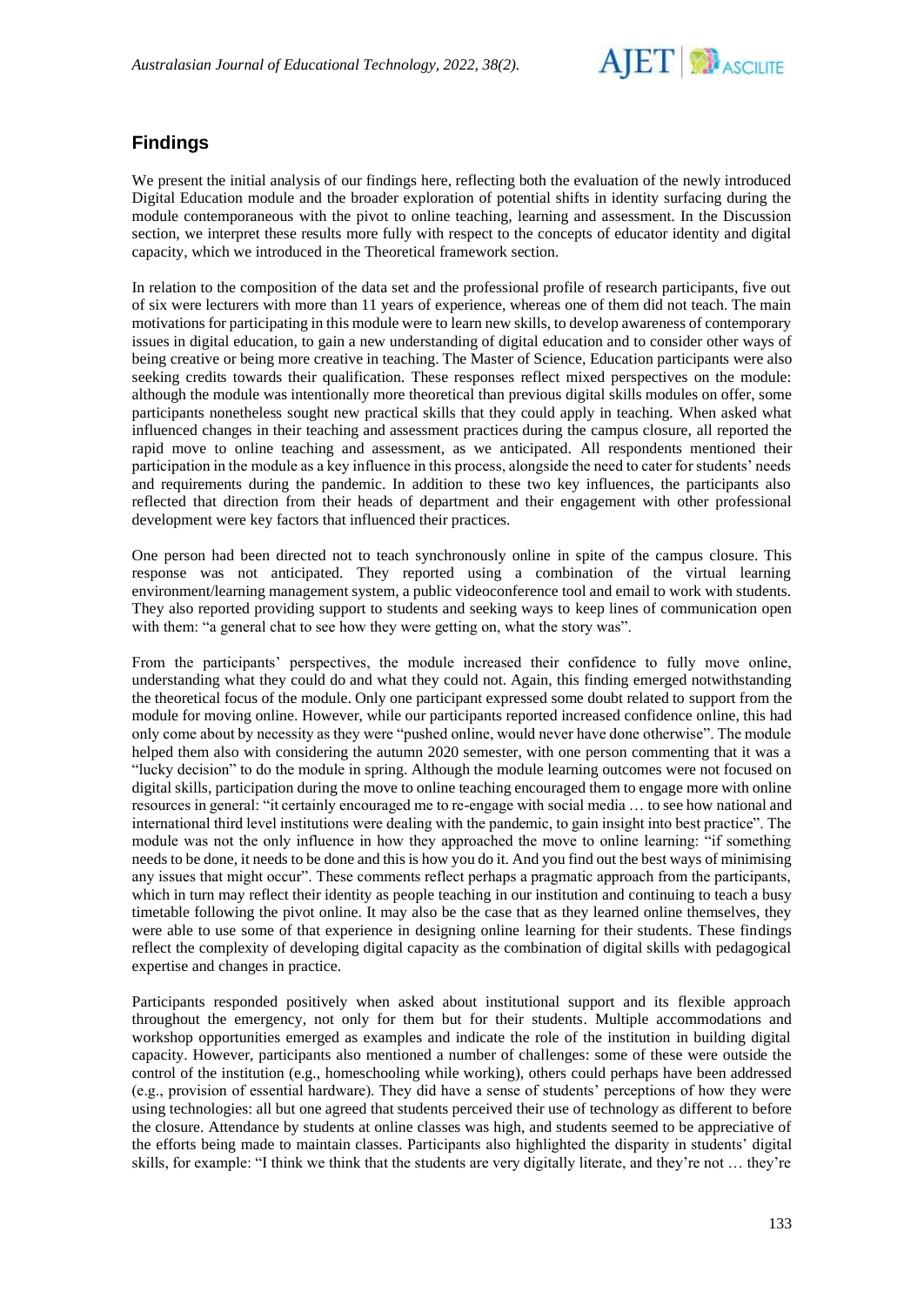## Findings

We present the initial analysis of our findings here, reflecting both the evaluation of the newly introduced Digital Education module and the broader exploration of potential shifts in identity surfacing during the module contemporaneous with the pivot to online teaching, learning and assessment. In the Discussion section, we interpret these results more fully with respect to the concepts of educator identity and digital capacity, which we introduced in the Theoretical framework section.

In relation to the composition of the data set and the professional profile of research participants, five out of six were lecturers with more than 11 years of experience, whereas one of them did not teach. The main motivations for participating in this module were to learn new skills, to develop awareness of contemporary issues in digital education, to gain a new understanding of digital education and to consider other ways of being creative or being more creative in teaching. The Master of Science, Education participants were also seeking credits towards their qualification. These responses reflect mixed perspectives on the module: although the module was intentionally more theoretical than previous digital skills modules on offer, some participants nonetheless sought new practical skills that they could apply in teaching. When asked what influenced changes in their teaching and assessment practices during the campus closure, all reported the rapid move to online teaching and assessment, as we anticipated. All respondents mentioned their participation in the module as a key influence in this process, alongside the need to cater for students' needs and requirements during the pandemic. In addition to these two key influences, the participants also reflected that direction from their heads of department and their engagement with other professional development were key factors that influenced their practices.

One person had been directed not to teach synchronously online in spite of the campus closure. This response was not anticipated. They reported using a combination of the virtual learning environment/learning management system, a public videoconference tool and email to work with students. They also reported providing support to students and seeking ways to keep lines of communication open with them: "a general chat to see how they were getting on, what the story was".

From the participants' perspectives, the module increased their confidence to fully move online, understanding what they could do and what they could not. Again, this finding emerged notwithstanding the theoretical focus of the module. Only one participant expressed some doubt related to support from the module for moving online. However, while our participants reported increased confidence online, this had only come about by necessity as they were "pushed online, would never have done otherwise". The module helped them also with considering the autumn 2020 semester, with one person commenting that it was a "lucky decision" to do the module in spring. Although the module learning outcomes were not focused on digital skills, participation during the move to online teaching encouraged them to engage more with online resources in general: "it certainly encouraged me to re-engage with social media … to see how national and international third level institutions were dealing with the pandemic, to gain insight into best practice". The module was not the only influence in how they approached the move to online learning: "if something needs to be done, it needs to be done and this is how you do it. And you find out the best ways of minimising any issues that might occur". These comments reflect perhaps a pragmatic approach from the participants, which in turn may reflect their identity as people teaching in our institution and continuing to teach a busy timetable following the pivot online. It may also be the case that as they learned online themselves, they were able to use some of that experience in designing online learning for their students. These findings reflect the complexity of developing digital capacity as the combination of digital skills with pedagogical expertise and changes in practice.

Participants responded positively when asked about institutional support and its flexible approach throughout the emergency, not only for them but for their students. Multiple accommodations and workshop opportunities emerged as examples and indicate the role of the institution in building digital capacity. However, participants also mentioned a number of challenges: some of these were outside the control of the institution (e.g., homeschooling while working), others could perhaps have been addressed (e.g., provision of essential hardware). They did have a sense of students' perceptions of how they were using technologies: all but one agreed that students perceived their use of technology as different to before the closure. Attendance by students at online classes was high, and students seemed to be appreciative of the efforts being made to maintain classes. Participants also highlighted the disparity in students' digital skills, for example: "I think we think that the students are very digitally literate, and they're not … they're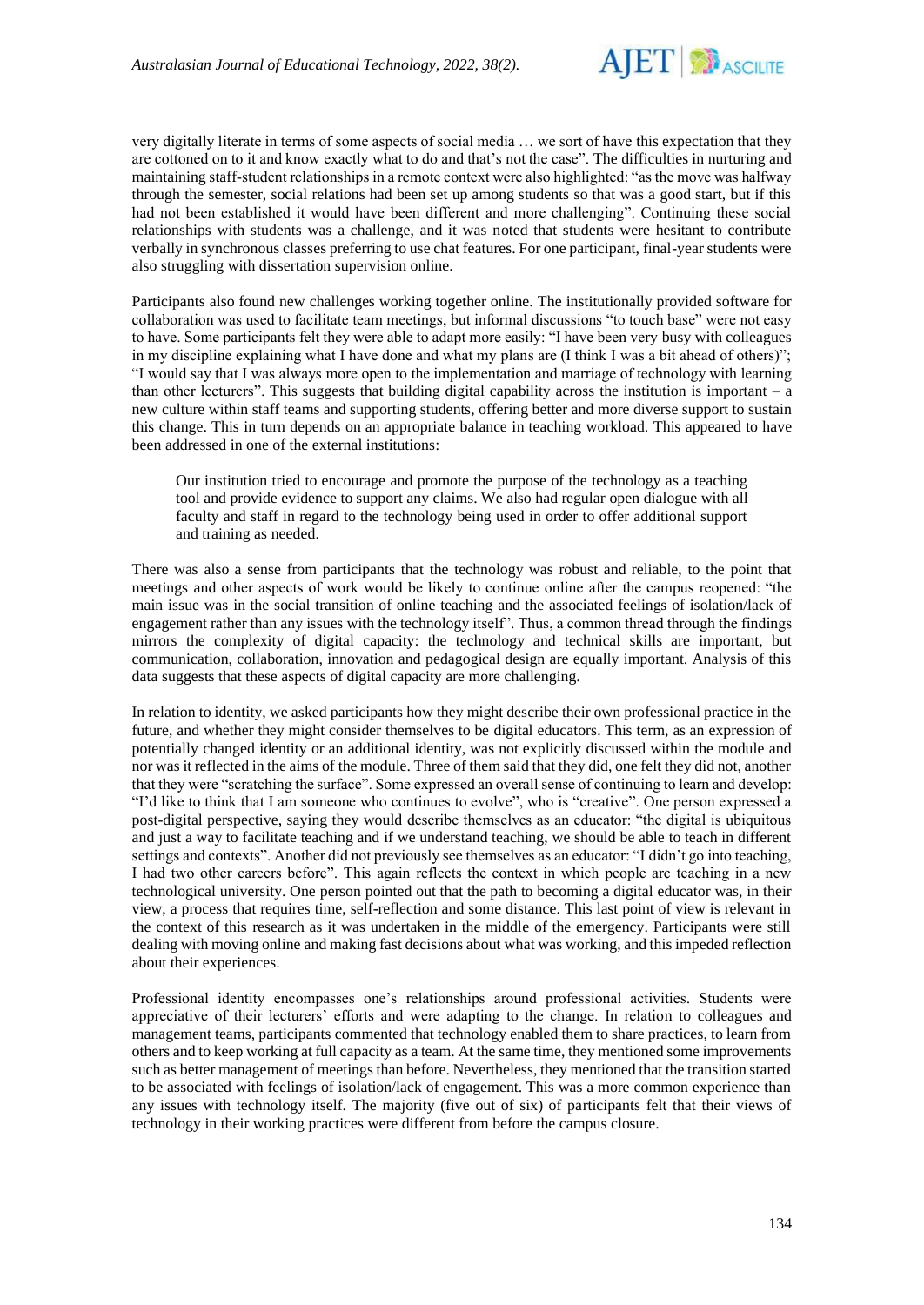very digitally literate in terms of some aspects of social media … we sort of have this expectation that they are cottoned on to it and know exactly what to do and that's not the case". The difficulties in nurturing and maintaining staff-student relationships in a remote context were also highlighted: "as the move was halfway through the semester, social relations had been set up among students so that was a good start, but if this had not been established it would have been different and more challenging". Continuing these social relationships with students was a challenge, and it was noted that students were hesitant to contribute verbally in synchronous classes preferring to use chat features. For one participant, final-year students were also struggling with dissertation supervision online.

Participants also found new challenges working together online. The institutionally provided software for collaboration was used to facilitate team meetings, but informal discussions "to touch base" were not easy to have. Some participants felt they were able to adapt more easily: "I have been very busy with colleagues in my discipline explaining what I have done and what my plans are (I think I was a bit ahead of others)"; "I would say that I was always more open to the implementation and marriage of technology with learning than other lecturers". This suggests that building digital capability across the institution is important – a new culture within staff teams and supporting students, offering better and more diverse support to sustain this change. This in turn depends on an appropriate balance in teaching workload. This appeared to have been addressed in one of the external institutions:

> Our institution tried to encourage and promote the purpose of the technology as a teaching tool and provide evidence to support any claims. We also had regular open dialogue with all faculty and staff in regard to the technology being used in order to offer additional support and training as needed.

There was also a sense from participants that the technology was robust and reliable, to the point that meetings and other aspects of work would be likely to continue online after the campus reopened: "the main issue was in the social transition of online teaching and the associated feelings of isolation/lack of engagement rather than any issues with the technology itself". Thus, a common thread through the findings mirrors the complexity of digital capacity: the technology and technical skills are important, but communication, collaboration, innovation and pedagogical design are equally important. Analysis of this data suggests that these aspects of digital capacity are more challenging.

In relation to identity, we asked participants how they might describe their own professional practice in the future, and whether they might consider themselves to be digital educators. This term, as an expression of potentially changed identity or an additional identity, was not explicitly discussed within the module and nor was it reflected in the aims of the module. Three of them said that they did, one felt they did not, another that they were "scratching the surface". Some expressed an overall sense of continuing to learn and develop: "I'd like to think that I am someone who continues to evolve", who is "creative". One person expressed a post-digital perspective, saying they would describe themselves as an educator: "the digital is ubiquitous and just a way to facilitate teaching and if we understand teaching, we should be able to teach in different settings and contexts". Another did not previously see themselves as an educator: "I didn't go into teaching, I had two other careers before". This again reflects the context in which people are teaching in a new technological university. One person pointed out that the path to becoming a digital educator was, in their view, a process that requires time, self-reflection and some distance. This last point of view is relevant in the context of this research as it was undertaken in the middle of the emergency. Participants were still dealing with moving online and making fast decisions about what was working, and this impeded reflection about their experiences.

Professional identity encompasses one's relationships around professional activities. Students were appreciative of their lecturers' efforts and were adapting to the change. In relation to colleagues and management teams, participants commented that technology enabled them to share practices, to learn from others and to keep working at full capacity as a team. At the same time, they mentioned some improvements such as better management of meetings than before. Nevertheless, they mentioned that the transition started to be associated with feelings of isolation/lack of engagement. This was a more common experience than any issues with technology itself. The majority (five out of six) of participants felt that their views of technology in their working practices were different from before the campus closure.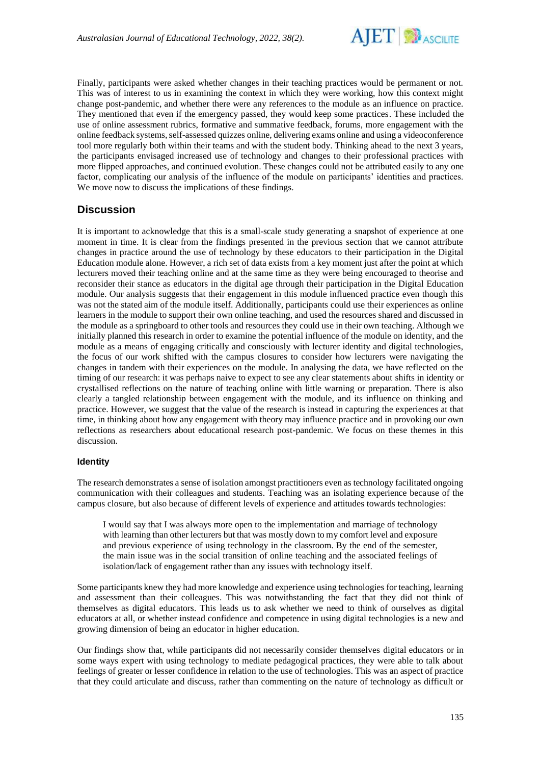Finally, participants were asked whether changes in their teaching practices would be permanent or not. This was of interest to us in examining the context in which they were working, how this context might change post-pandemic, and whether there were any references to the module as an influence on practice. They mentioned that even if the emergency passed, they would keep some practices. These included the use of online assessment rubrics, formative and summative feedback, forums, more engagement with the online feedback systems, self-assessed quizzes online, delivering exams online and using a videoconference tool more regularly both within their teams and with the student body. Thinking ahead to the next 3 years, the participants envisaged increased use of technology and changes to their professional practices with more flipped approaches, and continued evolution. These changes could not be attributed easily to any one factor, complicating our analysis of the influence of the module on participants' identities and practices. We move now to discuss the implications of these findings.

## Discussion

It is important to acknowledge that this is a small-scale study generating a snapshot of experience at one moment in time. It is clear from the findings presented in the previous section that we cannot attribute changes in practice around the use of technology by these educators to their participation in the Digital Education module alone. However, a rich set of data exists from a key moment just after the point at which lecturers moved their teaching online and at the same time as they were being encouraged to theorise and reconsider their stance as educators in the digital age through their participation in the Digital Education module. Our analysis suggests that their engagement in this module influenced practice even though this was not the stated aim of the module itself. Additionally, participants could use their experiences as online learners in the module to support their own online teaching, and used the resources shared and discussed in the module as a springboard to other tools and resources they could use in their own teaching. Although we initially planned this research in order to examine the potential influence of the module on identity, and the module as a means of engaging critically and consciously with lecturer identity and digital technologies, the focus of our work shifted with the campus closures to consider how lecturers were navigating the changes in tandem with their experiences on the module. In analysing the data, we have reflected on the timing of our research: it was perhaps naive to expect to see any clear statements about shifts in identity or crystallised reflections on the nature of teaching online with little warning or preparation. There is also clearly a tangled relationship between engagement with the module, and its influence on thinking and practice. However, we suggest that the value of the research is instead in capturing the experiences at that time, in thinking about how any engagement with theory may influence practice and in provoking our own reflections as researchers about educational research post-pandemic. We focus on these themes in this discussion.

### Identity

The research demonstrates a sense of isolation amongst practitioners even as technology facilitated ongoing communication with their colleagues and students. Teaching was an isolating experience because of the campus closure, but also because of different levels of experience and attitudes towards technologies:

> I would say that I was always more open to the implementation and marriage of technology with learning than other lecturers but that was mostly down to my comfort level and exposure and previous experience of using technology in the classroom. By the end of the semester, the main issue was in the social transition of online teaching and the associated feelings of isolation/lack of engagement rather than any issues with technology itself.

Some participants knew they had more knowledge and experience using technologies for teaching, learning and assessment than their colleagues. This was notwithstanding the fact that they did not think of themselves as digital educators. This leads us to ask whether we need to think of ourselves as digital educators at all, or whether instead confidence and competence in using digital technologies is a new and growing dimension of being an educator in higher education.

Our findings show that, while participants did not necessarily consider themselves digital educators or in some ways expert with using technology to mediate pedagogical practices, they were able to talk about feelings of greater or lesser confidence in relation to the use of technologies. This was an aspect of practice that they could articulate and discuss, rather than commenting on the nature of technology as difficult or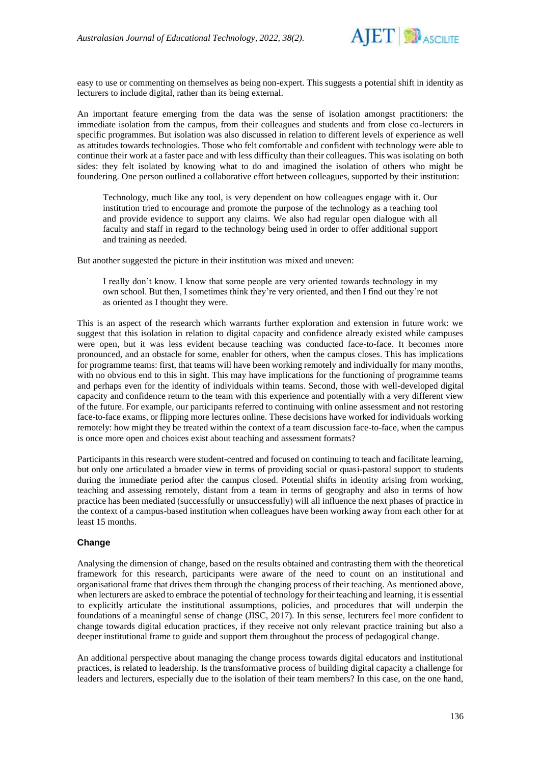easy to use or commenting on themselves as being non-expert. This suggests a potential shift in identity as lecturers to include digital, rather than its being external.

An important feature emerging from the data was the sense of isolation amongst practitioners: the immediate isolation from the campus, from their colleagues and students and from close co-lecturers in specific programmes. But isolation was also discussed in relation to different levels of experience as well as attitudes towards technologies. Those who felt comfortable and confident with technology were able to continue their work at a faster pace and with less difficulty than their colleagues. This was isolating on both sides: they felt isolated by knowing what to do and imagined the isolation of others who might be foundering. One person outlined a collaborative effort between colleagues, supported by their institution:

> Technology, much like any tool, is very dependent on how colleagues engage with it. Our institution tried to encourage and promote the purpose of the technology as a teaching tool and provide evidence to support any claims. We also had regular open dialogue with all faculty and staff in regard to the technology being used in order to offer additional support and training as needed.

But another suggested the picture in their institution was mixed and uneven:

> I really don't know. I know that some people are very oriented towards technology in my own school. But then, I sometimes think they're very oriented, and then I find out they're not as oriented as I thought they were.

This is an aspect of the research which warrants further exploration and extension in future work: we suggest that this isolation in relation to digital capacity and confidence already existed while campuses were open, but it was less evident because teaching was conducted face-to-face. It becomes more pronounced, and an obstacle for some, enabler for others, when the campus closes. This has implications for programme teams: first, that teams will have been working remotely and individually for many months, with no obvious end to this in sight. This may have implications for the functioning of programme teams and perhaps even for the identity of individuals within teams. Second, those with well-developed digital capacity and confidence return to the team with this experience and potentially with a very different view of the future. For example, our participants referred to continuing with online assessment and not restoring face-to-face exams, or flipping more lectures online. These decisions have worked for individuals working remotely: how might they be treated within the context of a team discussion face-to-face, when the campus is once more open and choices exist about teaching and assessment formats?

Participants in this research were student-centred and focused on continuing to teach and facilitate learning, but only one articulated a broader view in terms of providing social or quasi-pastoral support to students during the immediate period after the campus closed. Potential shifts in identity arising from working, teaching and assessing remotely, distant from a team in terms of geography and also in terms of how practice has been mediated (successfully or unsuccessfully) will all influence the next phases of practice in the context of a campus-based institution when colleagues have been working away from each other for at least 15 months.

### Change

Analysing the dimension of change, based on the results obtained and contrasting them with the theoretical framework for this research, participants were aware of the need to count on an institutional and organisational frame that drives them through the changing process of their teaching. As mentioned above, when lecturers are asked to embrace the potential of technology for their teaching and learning, it is essential to explicitly articulate the institutional assumptions, policies, and procedures that will underpin the foundations of a meaningful sense of change (JISC, 2017). In this sense, lecturers feel more confident to change towards digital education practices, if they receive not only relevant practice training but also a deeper institutional frame to guide and support them throughout the process of pedagogical change.

An additional perspective about managing the change process towards digital educators and institutional practices, is related to leadership. Is the transformative process of building digital capacity a challenge for leaders and lecturers, especially due to the isolation of their team members? In this case, on the one hand,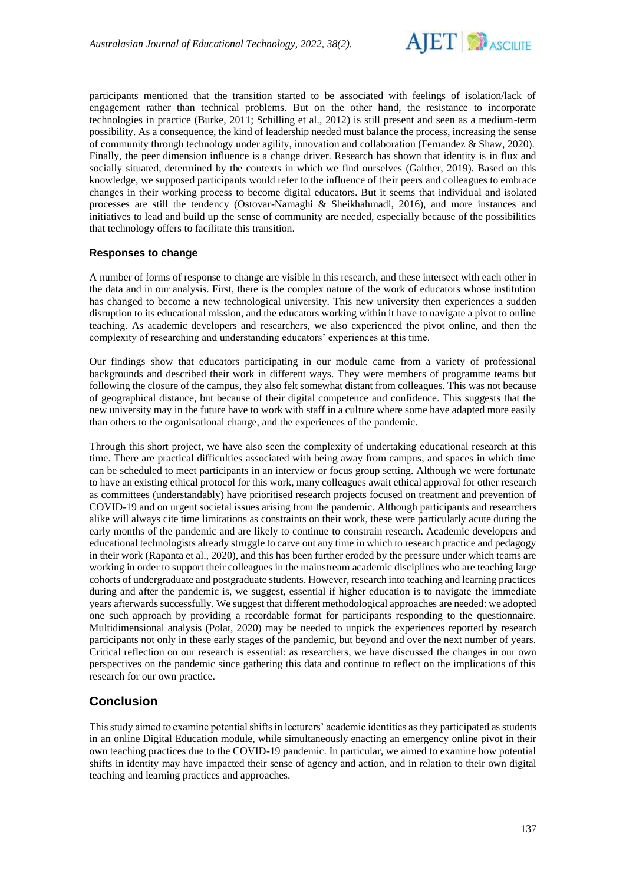participants mentioned that the transition started to be associated with feelings of isolation/lack of engagement rather than technical problems. But on the other hand, the resistance to incorporate technologies in practice (Burke, 2011; Schilling et al., 2012) is still present and seen as a medium-term possibility. As a consequence, the kind of leadership needed must balance the process, increasing the sense of community through technology under agility, innovation and collaboration (Fernandez & Shaw, 2020). Finally, the peer dimension influence is a change driver. Research has shown that identity is in flux and socially situated, determined by the contexts in which we find ourselves (Gaither, 2019). Based on this knowledge, we supposed participants would refer to the influence of their peers and colleagues to embrace changes in their working process to become digital educators. But it seems that individual and isolated processes are still the tendency (Ostovar-Namaghi & Sheikhahmadi, 2016), and more instances and initiatives to lead and build up the sense of community are needed, especially because of the possibilities that technology offers to facilitate this transition.

### Responses to change

A number of forms of response to change are visible in this research, and these intersect with each other in the data and in our analysis. First, there is the complex nature of the work of educators whose institution has changed to become a new technological university. This new university then experiences a sudden disruption to its educational mission, and the educators working within it have to navigate a pivot to online teaching. As academic developers and researchers, we also experienced the pivot online, and then the complexity of researching and understanding educators' experiences at this time.

Our findings show that educators participating in our module came from a variety of professional backgrounds and described their work in different ways. They were members of programme teams but following the closure of the campus, they also felt somewhat distant from colleagues. This was not because of geographical distance, but because of their digital competence and confidence. This suggests that the new university may in the future have to work with staff in a culture where some have adapted more easily than others to the organisational change, and the experiences of the pandemic.

Through this short project, we have also seen the complexity of undertaking educational research at this time. There are practical difficulties associated with being away from campus, and spaces in which time can be scheduled to meet participants in an interview or focus group setting. Although we were fortunate to have an existing ethical protocol for this work, many colleagues await ethical approval for other research as committees (understandably) have prioritised research projects focused on treatment and prevention of COVID-19 and on urgent societal issues arising from the pandemic. Although participants and researchers alike will always cite time limitations as constraints on their work, these were particularly acute during the early months of the pandemic and are likely to continue to constrain research. Academic developers and educational technologists already struggle to carve out any time in which to research practice and pedagogy in their work (Rapanta et al., 2020), and this has been further eroded by the pressure under which teams are working in order to support their colleagues in the mainstream academic disciplines who are teaching large cohorts of undergraduate and postgraduate students. However, research into teaching and learning practices during and after the pandemic is, we suggest, essential if higher education is to navigate the immediate years afterwards successfully. We suggest that different methodological approaches are needed: we adopted one such approach by providing a recordable format for participants responding to the questionnaire. Multidimensional analysis (Polat, 2020) may be needed to unpick the experiences reported by research participants not only in these early stages of the pandemic, but beyond and over the next number of years. Critical reflection on our research is essential: as researchers, we have discussed the changes in our own perspectives on the pandemic since gathering this data and continue to reflect on the implications of this research for our own practice.

## Conclusion

This study aimed to examine potential shifts in lecturers' academic identities as they participated as students in an online Digital Education module, while simultaneously enacting an emergency online pivot in their own teaching practices due to the COVID-19 pandemic. In particular, we aimed to examine how potential shifts in identity may have impacted their sense of agency and action, and in relation to their own digital teaching and learning practices and approaches.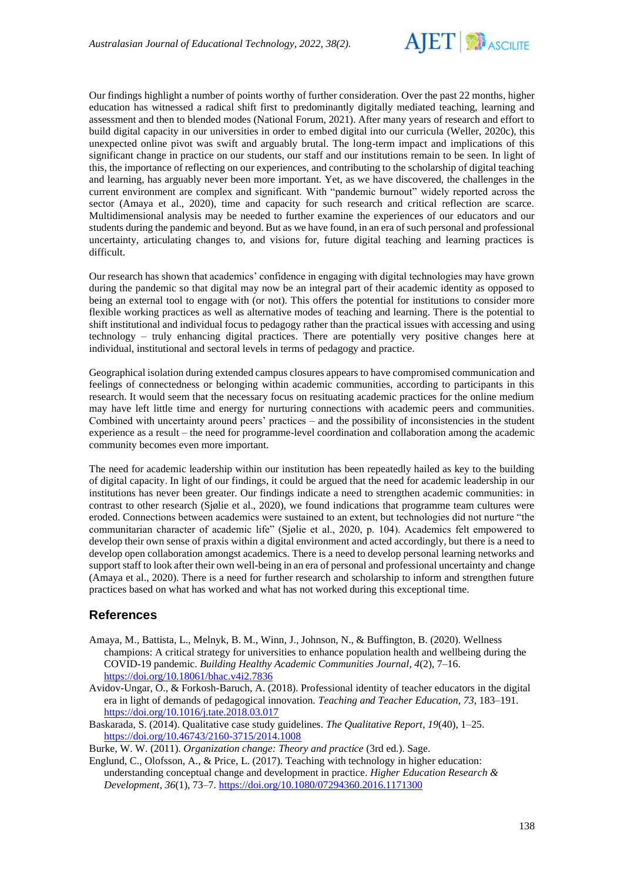Our findings highlight a number of points worthy of further consideration. Over the past 22 months, higher education has witnessed a radical shift first to predominantly digitally mediated teaching, learning and assessment and then to blended modes (National Forum, 2021). After many years of research and effort to build digital capacity in our universities in order to embed digital into our curricula (Weller, 2020c), this unexpected online pivot was swift and arguably brutal. The long-term impact and implications of this significant change in practice on our students, our staff and our institutions remain to be seen. In light of this, the importance of reflecting on our experiences, and contributing to the scholarship of digital teaching and learning, has arguably never been more important. Yet, as we have discovered, the challenges in the current environment are complex and significant. With "pandemic burnout" widely reported across the sector (Amaya et al., 2020), time and capacity for such research and critical reflection are scarce. Multidimensional analysis may be needed to further examine the experiences of our educators and our students during the pandemic and beyond. But as we have found, in an era of such personal and professional uncertainty, articulating changes to, and visions for, future digital teaching and learning practices is difficult.

Our research has shown that academics' confidence in engaging with digital technologies may have grown during the pandemic so that digital may now be an integral part of their academic identity as opposed to being an external tool to engage with (or not). This offers the potential for institutions to consider more flexible working practices as well as alternative modes of teaching and learning. There is the potential to shift institutional and individual focus to pedagogy rather than the practical issues with accessing and using technology – truly enhancing digital practices. There are potentially very positive changes here at individual, institutional and sectoral levels in terms of pedagogy and practice.

Geographical isolation during extended campus closures appears to have compromised communication and feelings of connectedness or belonging within academic communities, according to participants in this research. It would seem that the necessary focus on resituating academic practices for the online medium may have left little time and energy for nurturing connections with academic peers and communities. Combined with uncertainty around peers' practices – and the possibility of inconsistencies in the student experience as a result – the need for programme-level coordination and collaboration among the academic community becomes even more important.

The need for academic leadership within our institution has been repeatedly hailed as key to the building of digital capacity. In light of our findings, it could be argued that the need for academic leadership in our institutions has never been greater. Our findings indicate a need to strengthen academic communities: in contrast to other research (Sjølie et al., 2020), we found indications that programme team cultures were eroded. Connections between academics were sustained to an extent, but technologies did not nurture "the communitarian character of academic life" (Sjølie et al., 2020, p. 104). Academics felt empowered to develop their own sense of praxis within a digital environment and acted accordingly, but there is a need to develop open collaboration amongst academics. There is a need to develop personal learning networks and support staff to look after their own well-being in an era of personal and professional uncertainty and change (Amaya et al., 2020). There is a need for further research and scholarship to inform and strengthen future practices based on what has worked and what has not worked during this exceptional time.

## References

Amaya, M., Battista, L., Melnyk, B. M., Winn, J., Johnson, N., & Buffington, B. (2020). Wellness champions: A critical strategy for universities to enhance population health and wellbeing during the COVID-19 pandemic. *Building Healthy Academic Communities Journal*, *4*(2), 7–16. https://doi.org/10.18061/bhac.v4i2.7836

Avidov-Ungar, O., & Forkosh-Baruch, A. (2018). Professional identity of teacher educators in the digital era in light of demands of pedagogical innovation. *Teaching and Teacher Education*, *73*, 183–191. https://doi.org/10.1016/j.tate.2018.03.017

Baskarada, S. (2014). Qualitative case study guidelines. *The Qualitative Report*, *19*(40), 1–25. https://doi.org/10.46743/2160-3715/2014.1008

Burke, W. W. (2011). *Organization change: Theory and practice* (3rd ed.). Sage.

Englund, C., Olofsson, A., & Price, L. (2017). Teaching with technology in higher education: understanding conceptual change and development in practice. *Higher Education Research & Development*, *36*(1), 73–7. https://doi.org/10.1080/07294360.2016.1171300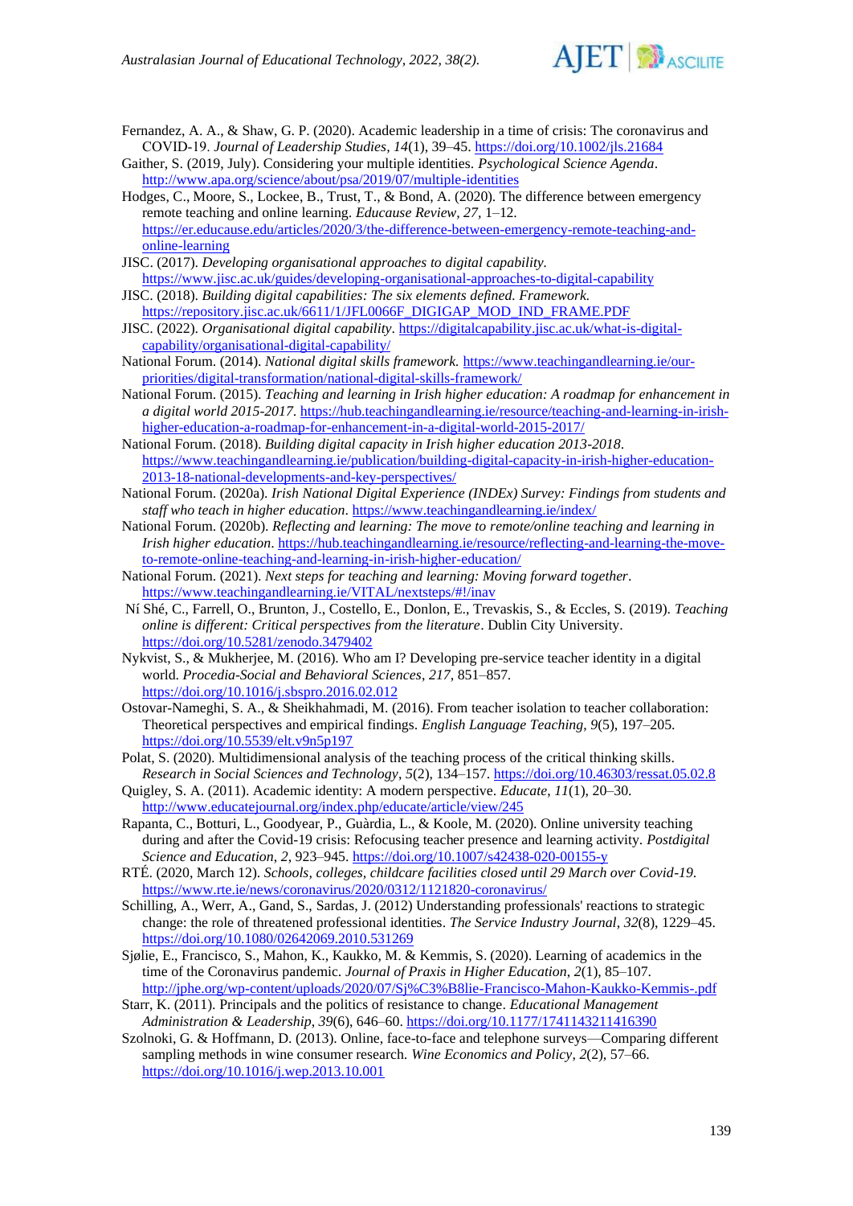Fernandez, A. A., & Shaw, G. P. (2020). Academic leadership in a time of crisis: The coronavirus and COVID-19. *Journal of Leadership Studies, 14*(1), 39–45. https://doi.org/10.1002/jls.21684

Gaither, S. (2019, July). Considering your multiple identities. *Psychological Science Agenda*. http://www.apa.org/science/about/psa/2019/07/multiple-identities

Hodges, C., Moore, S., Lockee, B., Trust, T., & Bond, A. (2020). The difference between emergency remote teaching and online learning. *Educause Review, 27*, 1–12. https://er.educause.edu/articles/2020/3/the-difference-between-emergency-remote-teaching-and-online-learning

JISC. (2017). *Developing organisational approaches to digital capability.* https://www.jisc.ac.uk/guides/developing-organisational-approaches-to-digital-capability

JISC. (2018). *Building digital capabilities: The six elements defined. Framework.* https://repository.jisc.ac.uk/6611/1/JFL0066F_DIGIGAP_MOD_IND_FRAME.PDF

JISC. (2022). *Organisational digital capability*. https://digitalcapability.jisc.ac.uk/what-is-digital-capability/organisational-digital-capability/

National Forum. (2014). *National digital skills framework.* https://www.teachingandlearning.ie/our-priorities/digital-transformation/national-digital-skills-framework/

National Forum. (2015). *Teaching and learning in Irish higher education: A roadmap for enhancement in a digital world 2015-2017.* https://hub.teachingandlearning.ie/resource/teaching-and-learning-in-irish-higher-education-a-roadmap-for-enhancement-in-a-digital-world-2015-2017/

National Forum. (2018). *Building digital capacity in Irish higher education 2013-2018*. https://www.teachingandlearning.ie/publication/building-digital-capacity-in-irish-higher-education-2013-18-national-developments-and-key-perspectives/

National Forum. (2020a). *Irish National Digital Experience (INDEx) Survey: Findings from students and staff who teach in higher education*. https://www.teachingandlearning.ie/index/

National Forum. (2020b). *Reflecting and learning: The move to remote/online teaching and learning in Irish higher education*. https://hub.teachingandlearning.ie/resource/reflecting-and-learning-the-move-to-remote-online-teaching-and-learning-in-irish-higher-education/

National Forum. (2021). *Next steps for teaching and learning: Moving forward together*. https://www.teachingandlearning.ie/VITAL/nextsteps/#!/inav

Ní Shé, C., Farrell, O., Brunton, J., Costello, E., Donlon, E., Trevaskis, S., & Eccles, S. (2019). *Teaching online is different: Critical perspectives from the literature*. Dublin City University. https://doi.org/10.5281/zenodo.3479402

Nykvist, S., & Mukherjee, M. (2016). Who am I? Developing pre-service teacher identity in a digital world. *Procedia-Social and Behavioral Sciences*, *217*, 851–857. https://doi.org/10.1016/j.sbspro.2016.02.012

Ostovar-Nameghi, S. A., & Sheikhahmadi, M. (2016). From teacher isolation to teacher collaboration: Theoretical perspectives and empirical findings. *English Language Teaching*, *9*(5), 197–205. https://doi.org/10.5539/elt.v9n5p197

Polat, S. (2020). Multidimensional analysis of the teaching process of the critical thinking skills. *Research in Social Sciences and Technology*, *5*(2), 134–157. https://doi.org/10.46303/ressat.05.02.8

Quigley, S. A. (2011). Academic identity: A modern perspective. *Educate*, *11*(1), 20–30. http://www.educatejournal.org/index.php/educate/article/view/245

Rapanta, C., Botturi, L., Goodyear, P., Guàrdia, L., & Koole, M. (2020). Online university teaching during and after the Covid-19 crisis: Refocusing teacher presence and learning activity. *Postdigital Science and Education*, *2*, 923–945. https://doi.org/10.1007/s42438-020-00155-y

RTÉ. (2020, March 12). *Schools, colleges, childcare facilities closed until 29 March over Covid-19*. https://www.rte.ie/news/coronavirus/2020/0312/1121820-coronavirus/

Schilling, A., Werr, A., Gand, S., Sardas, J. (2012) Understanding professionals' reactions to strategic change: the role of threatened professional identities. *The Service Industry Journal*, *32*(8), 1229–45. https://doi.org/10.1080/02642069.2010.531269

Sjølie, E., Francisco, S., Mahon, K., Kaukko, M. & Kemmis, S. (2020). Learning of academics in the time of the Coronavirus pandemic. *Journal of Praxis in Higher Education*, *2*(1), 85–107. http://jphe.org/wp-content/uploads/2020/07/Sj%C3%B8lie-Francisco-Mahon-Kaukko-Kemmis-.pdf

Starr, K. (2011). Principals and the politics of resistance to change. *Educational Management Administration & Leadership*, *39*(6), 646–60. https://doi.org/10.1177/1741143211416390

Szolnoki, G. & Hoffmann, D. (2013). Online, face-to-face and telephone surveys—Comparing different sampling methods in wine consumer research. *Wine Economics and Policy*, *2*(2), 57–66. https://doi.org/10.1016/j.wep.2013.10.001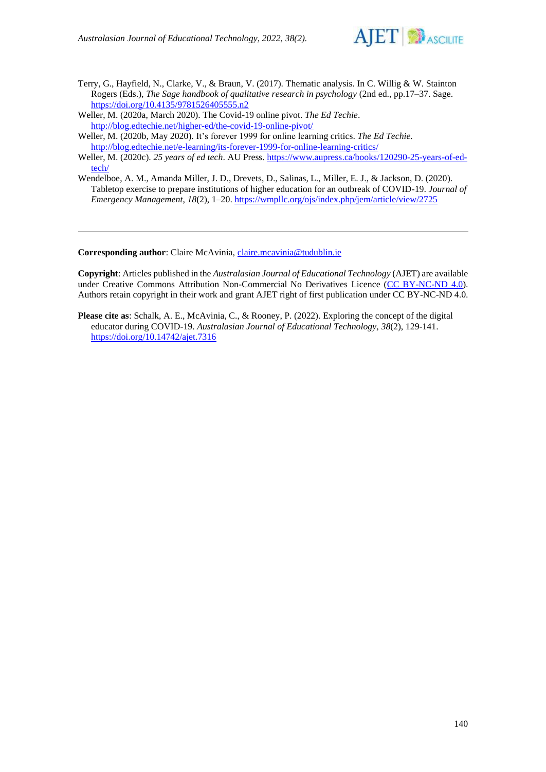Terry, G., Hayfield, N., Clarke, V., & Braun, V. (2017). Thematic analysis. In C. Willig & W. Stainton Rogers (Eds.), *The Sage handbook of qualitative research in psychology* (2nd ed., pp.17–37. Sage. https://doi.org/10.4135/9781526405555.n2

Weller, M. (2020a, March 2020). The Covid-19 online pivot. *The Ed Techie*. http://blog.edtechie.net/higher-ed/the-covid-19-online-pivot/

Weller, M. (2020b, May 2020). It's forever 1999 for online learning critics. *The Ed Techie.* http://blog.edtechie.net/e-learning/its-forever-1999-for-online-learning-critics/

Weller, M. (2020c). *25 years of ed tech*. AU Press. https://www.aupress.ca/books/120290-25-years-of-ed-tech/

Wendelboe, A. M., Amanda Miller, J. D., Drevets, D., Salinas, L., Miller, E. J., & Jackson, D. (2020). Tabletop exercise to prepare institutions of higher education for an outbreak of COVID-19. *Journal of Emergency Management*, *18*(2), 1–20. https://wmpllc.org/ojs/index.php/jem/article/view/2725

---

**Corresponding author**: Claire McAvinia, claire.mcavinia@tudublin.ie

**Copyright**: Articles published in the *Australasian Journal of Educational Technology* (AJET) are available under Creative Commons Attribution Non-Commercial No Derivatives Licence (CC BY-NC-ND 4.0). Authors retain copyright in their work and grant AJET right of first publication under CC BY-NC-ND 4.0.

**Please cite as**: Schalk, A. E., McAvinia, C., & Rooney, P. (2022). Exploring the concept of the digital educator during COVID-19. *Australasian Journal of Educational Technology, 38*(2), 129-141. https://doi.org/10.14742/ajet.7316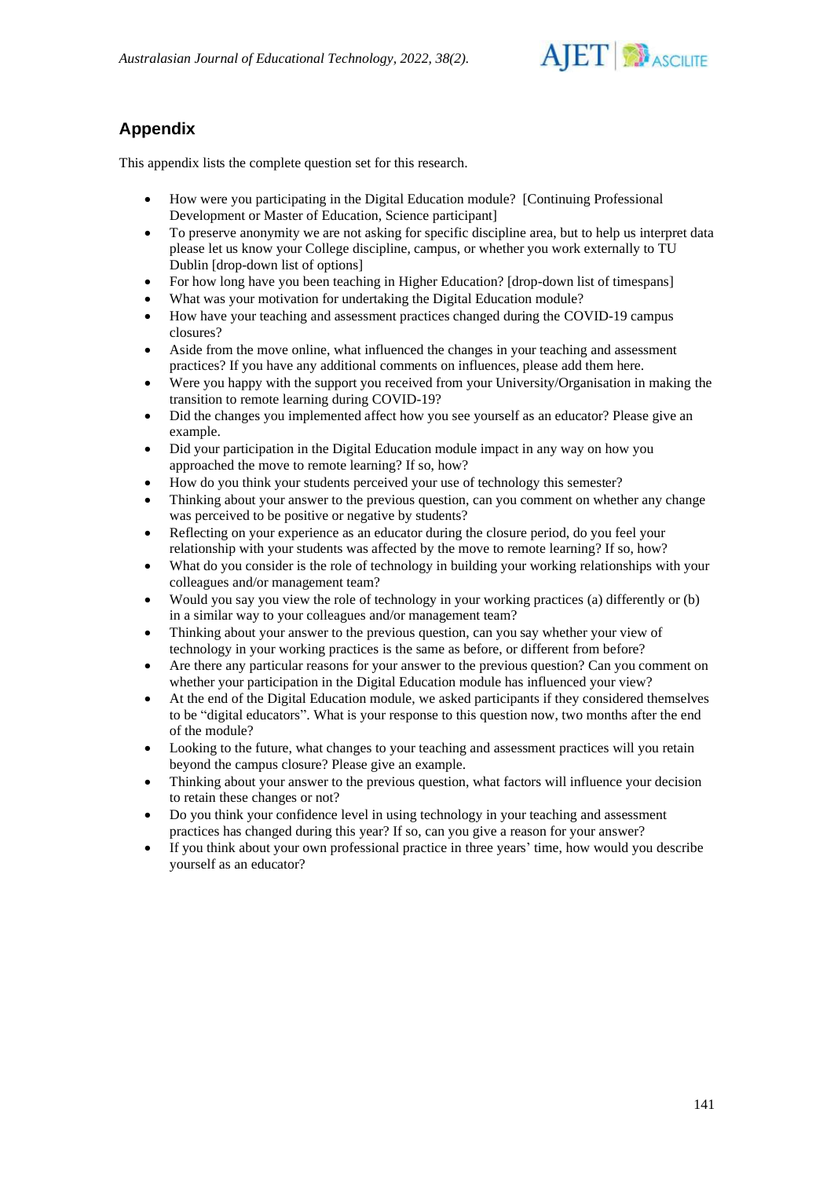## Appendix

This appendix lists the complete question set for this research.

- How were you participating in the Digital Education module? [Continuing Professional Development or Master of Education, Science participant]
- To preserve anonymity we are not asking for specific discipline area, but to help us interpret data please let us know your College discipline, campus, or whether you work externally to TU Dublin [drop-down list of options]
- For how long have you been teaching in Higher Education? [drop-down list of timespans]
- What was your motivation for undertaking the Digital Education module?
- How have your teaching and assessment practices changed during the COVID-19 campus closures?
- Aside from the move online, what influenced the changes in your teaching and assessment practices? If you have any additional comments on influences, please add them here.
- Were you happy with the support you received from your University/Organisation in making the transition to remote learning during COVID-19?
- Did the changes you implemented affect how you see yourself as an educator? Please give an example.
- Did your participation in the Digital Education module impact in any way on how you approached the move to remote learning? If so, how?
- How do you think your students perceived your use of technology this semester?
- Thinking about your answer to the previous question, can you comment on whether any change was perceived to be positive or negative by students?
- Reflecting on your experience as an educator during the closure period, do you feel your relationship with your students was affected by the move to remote learning? If so, how?
- What do you consider is the role of technology in building your working relationships with your colleagues and/or management team?
- Would you say you view the role of technology in your working practices (a) differently or (b) in a similar way to your colleagues and/or management team?
- Thinking about your answer to the previous question, can you say whether your view of technology in your working practices is the same as before, or different from before?
- Are there any particular reasons for your answer to the previous question? Can you comment on whether your participation in the Digital Education module has influenced your view?
- At the end of the Digital Education module, we asked participants if they considered themselves to be "digital educators". What is your response to this question now, two months after the end of the module?
- Looking to the future, what changes to your teaching and assessment practices will you retain beyond the campus closure? Please give an example.
- Thinking about your answer to the previous question, what factors will influence your decision to retain these changes or not?
- Do you think your confidence level in using technology in your teaching and assessment practices has changed during this year? If so, can you give a reason for your answer?
- If you think about your own professional practice in three years' time, how would you describe yourself as an educator?